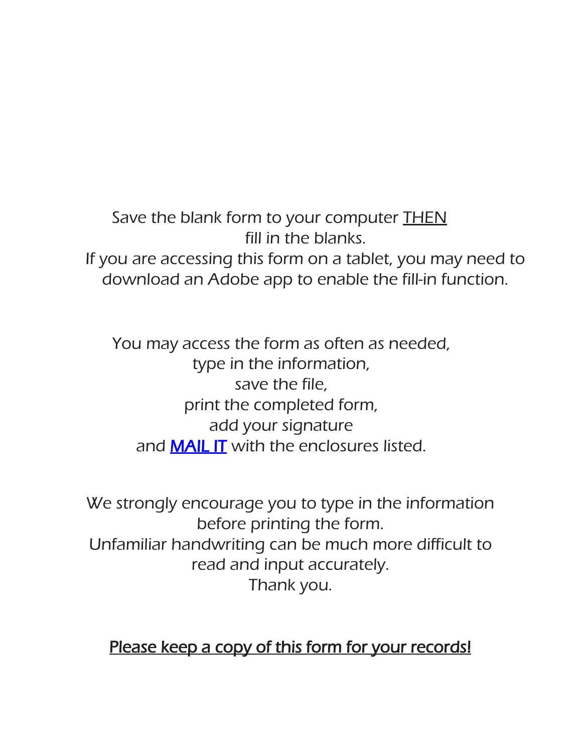Save the blank form to your computer <u>THEN</u> fill in the blanks.
If you are accessing this form on a tablet, you may need to download an Adobe app to enable the fill-in function.

You may access the form as often as needed,
type in the information,
save the file,
print the completed form,
add your signature
and **<u>MAIL IT</u>** with the enclosures listed.

We strongly encourage you to type in the information before printing the form.
Unfamiliar handwriting can be much more difficult to read and input accurately.
Thank you.

<u>Please keep a copy of this form for your records!</u>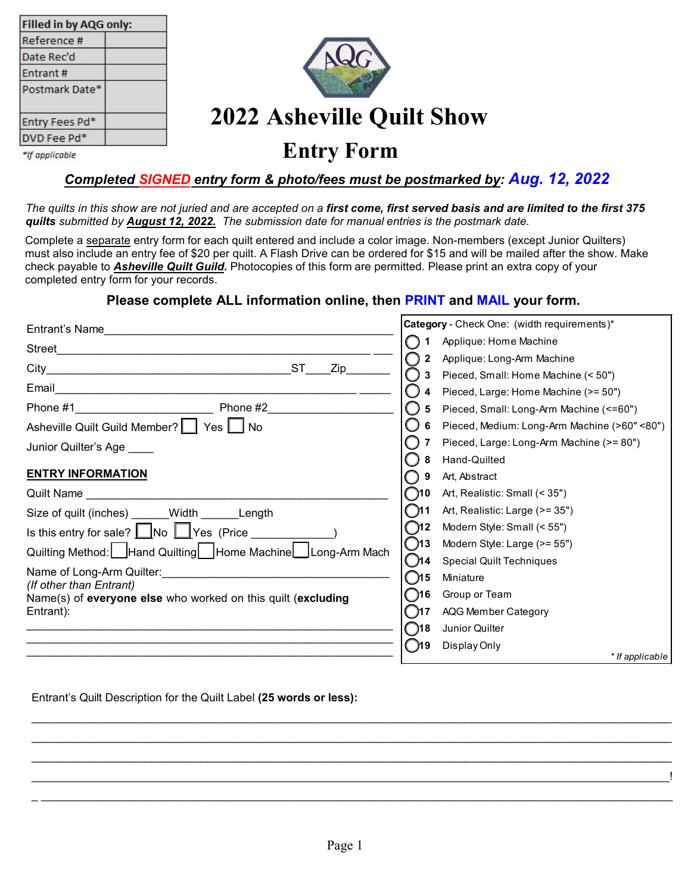| Filled in by AQG only: | |
|---|---|
| Reference # | |
| Date Rec'd | |
| Entrant # | |
| Postmark Date* | |
| Entry Fees Pd* | |
| DVD Fee Pd* | |

*If applicable

# 2022 Asheville Quilt Show

## Entry Form

***Completed SIGNED entry form & photo/fees must be postmarked by: Aug. 12, 2022***

*The quilts in this show are not juried and are accepted on a **first come, first served basis and are limited to the first 375 quilts** submitted by **August 12, 2022.** The submission date for manual entries is the postmark date.*

Complete a separate entry form for each quilt entered and include a color image. Non-members (except Junior Quilters) must also include an entry fee of $20 per quilt. A Flash Drive can be ordered for $15 and will be mailed after the show. Make check payable to ***Asheville Quilt Guild***. Photocopies of this form are permitted. Please print an extra copy of your completed entry form for your records.

**Please complete ALL information online, then PRINT and MAIL your form.**

Entrant's Name_______________________________________________

Street_______________________________________________________

City_________________________________ST____Zip_______

Email________________________________________________________

Phone #1______________________ Phone #2___________________

Asheville Quilt Guild Member? ☐ Yes ☐ No

Junior Quilter's Age ____

**ENTRY INFORMATION**

Quilt Name ___________________________________________

Size of quilt (inches) ______Width ______Length

Is this entry for sale? ☐No ☐Yes (Price _____________)

Quilting Method: ☐Hand Quilting ☐Home Machine ☐Long-Arm Mach

Name of Long-Arm Quilter:____________________________________

*(If other than Entrant)*

Name(s) of **everyone else** who worked on this quilt (**excluding** Entrant):

_____________________________________________________________

_____________________________________________________________

_____________________________________________________________

**Category** - Check One: (width requirements)*

- ◯ **1** Applique: Home Machine
- ◯ **2** Applique: Long-Arm Machine
- ◯ **3** Pieced, Small: Home Machine (< 50")
- ◯ **4** Pieced, Large: Home Machine (>= 50")
- ◯ **5** Pieced, Small: Long-Arm Machine (<=60")
- ◯ **6** Pieced, Medium: Long-Arm Machine (>60" <80")
- ◯ **7** Pieced, Large: Long-Arm Machine (>= 80")
- ◯ **8** Hand-Quilted
- ◯ **9** Art, Abstract
- ◯ **10** Art, Realistic: Small (< 35")
- ◯ **11** Art, Realistic: Large (>= 35")
- ◯ **12** Modern Style: Small (< 55")
- ◯ **13** Modern Style: Large (>= 55")
- ◯ **14** Special Quilt Techniques
- ◯ **15** Miniature
- ◯ **16** Group or Team
- ◯ **17** AQG Member Category
- ◯ **18** Junior Quilter
- ◯ **19** Display Only

*\* If applicable*

Entrant's Quilt Description for the Quilt Label **(25 words or less):**

_____________________________________________________________

_____________________________________________________________

_____________________________________________________________

_____________________________________________________________!

_ ____________________________________________________________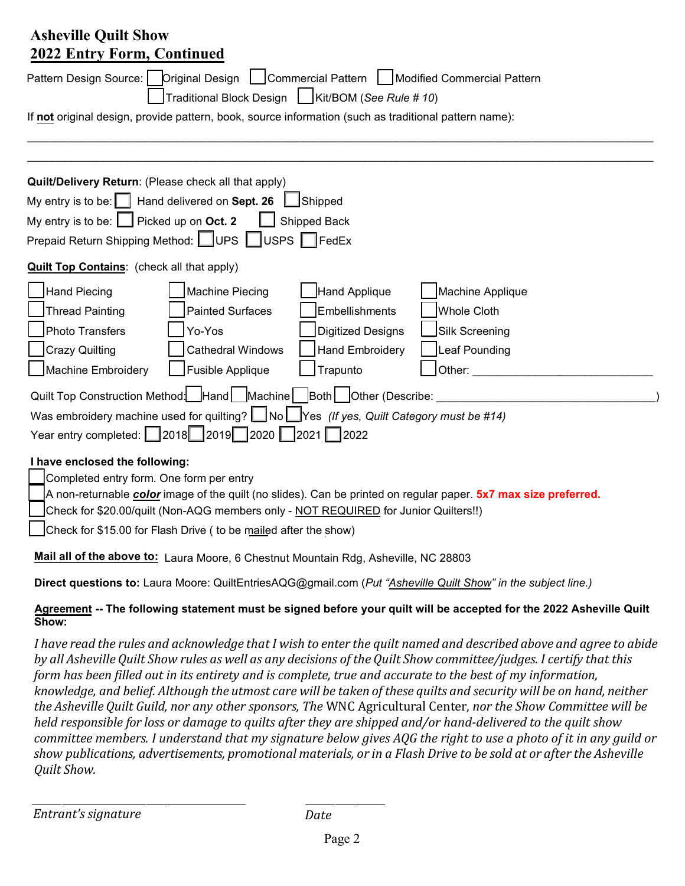# Asheville Quilt Show

## 2022 Entry Form, Continued

Pattern Design Source: ☐ Original Design ☐ Commercial Pattern ☐ Modified Commercial Pattern
☐ Traditional Block Design ☐ Kit/BOM (*See Rule # 10*)

If **not** original design, provide pattern, book, source information (such as traditional pattern name):

\_\_\_\_\_\_\_\_\_\_\_\_\_\_\_\_\_\_\_\_\_\_\_\_\_\_\_\_\_\_\_\_\_\_\_\_\_\_\_\_\_\_\_\_\_\_\_\_\_\_\_\_\_\_\_\_\_\_\_\_\_\_\_\_\_\_\_\_\_\_\_\_\_\_\_\_\_\_

\_\_\_\_\_\_\_\_\_\_\_\_\_\_\_\_\_\_\_\_\_\_\_\_\_\_\_\_\_\_\_\_\_\_\_\_\_\_\_\_\_\_\_\_\_\_\_\_\_\_\_\_\_\_\_\_\_\_\_\_\_\_\_\_\_\_\_\_\_\_\_\_\_\_\_\_\_\_

**Quilt/Delivery Return**: (Please check all that apply)

My entry is to be: ☐ Hand delivered on **Sept. 26** ☐ Shipped

My entry is to be: ☐ Picked up on **Oct. 2** ☐ Shipped Back

Prepaid Return Shipping Method: ☐ UPS ☐ USPS ☐ FedEx

**Quilt Top Contains**: (check all that apply)

| | | | |
|---|---|---|---|
| ☐ Hand Piecing | ☐ Machine Piecing | ☐ Hand Applique | ☐ Machine Applique |
| ☐ Thread Painting | ☐ Painted Surfaces | ☐ Embellishments | ☐ Whole Cloth |
| ☐ Photo Transfers | ☐ Yo-Yos | ☐ Digitized Designs | ☐ Silk Screening |
| ☐ Crazy Quilting | ☐ Cathedral Windows | ☐ Hand Embroidery | ☐ Leaf Pounding |
| ☐ Machine Embroidery | ☐ Fusible Applique | ☐ Trapunto | ☐ Other: \_\_\_\_\_\_\_\_\_\_\_\_\_\_\_\_\_\_\_\_ |

Quilt Top Construction Method: ☐ Hand ☐ Machine ☐ Both ☐ Other (Describe: \_\_\_\_\_\_\_\_\_\_\_\_\_\_\_\_\_\_\_\_\_\_\_\_\_\_\_\_)

Was embroidery machine used for quilting? ☐ No ☐ Yes *(If yes, Quilt Category must be #14)*

Year entry completed: ☐ 2018 ☐ 2019 ☐ 2020 ☐ 2021 ☐ 2022

**I have enclosed the following:**

☐ Completed entry form. One form per entry

☐ A non-returnable ***color*** image of the quilt (no slides). Can be printed on regular paper. **5x7 max size preferred.**

☐ Check for $20.00/quilt (Non-AQG members only - NOT REQUIRED for Junior Quilters!!)

☐ Check for $15.00 for Flash Drive ( to be mailed after the show)

**Mail all of the above to:** Laura Moore, 6 Chestnut Mountain Rdg, Asheville, NC 28803

**Direct questions to:** Laura Moore: QuiltEntriesAQG@gmail.com (*Put "Asheville Quilt Show" in the subject line.)*

**Agreement -- The following statement must be signed before your quilt will be accepted for the 2022 Asheville Quilt Show:**

*I have read the rules and acknowledge that I wish to enter the quilt named and described above and agree to abide by all Asheville Quilt Show rules as well as any decisions of the Quilt Show committee/judges. I certify that this form has been filled out in its entirety and is complete, true and accurate to the best of my information, knowledge, and belief. Although the utmost care will be taken of these quilts and security will be on hand, neither the Asheville Quilt Guild, nor any other sponsors, The* WNC Agricultural Center, *nor the Show Committee will be held responsible for loss or damage to quilts after they are shipped and/or hand-delivered to the quilt show committee members. I understand that my signature below gives AQG the right to use a photo of it in any guild or show publications, advertisements, promotional materials, or in a Flash Drive to be sold at or after the Asheville Quilt Show.*

\_\_\_\_\_\_\_\_\_\_\_\_\_\_\_\_\_\_\_\_\_\_\_\_\_\_\_\_\_\_ \_\_\_\_\_\_\_\_\_\_\_\_
*Entrant's signature* *Date*